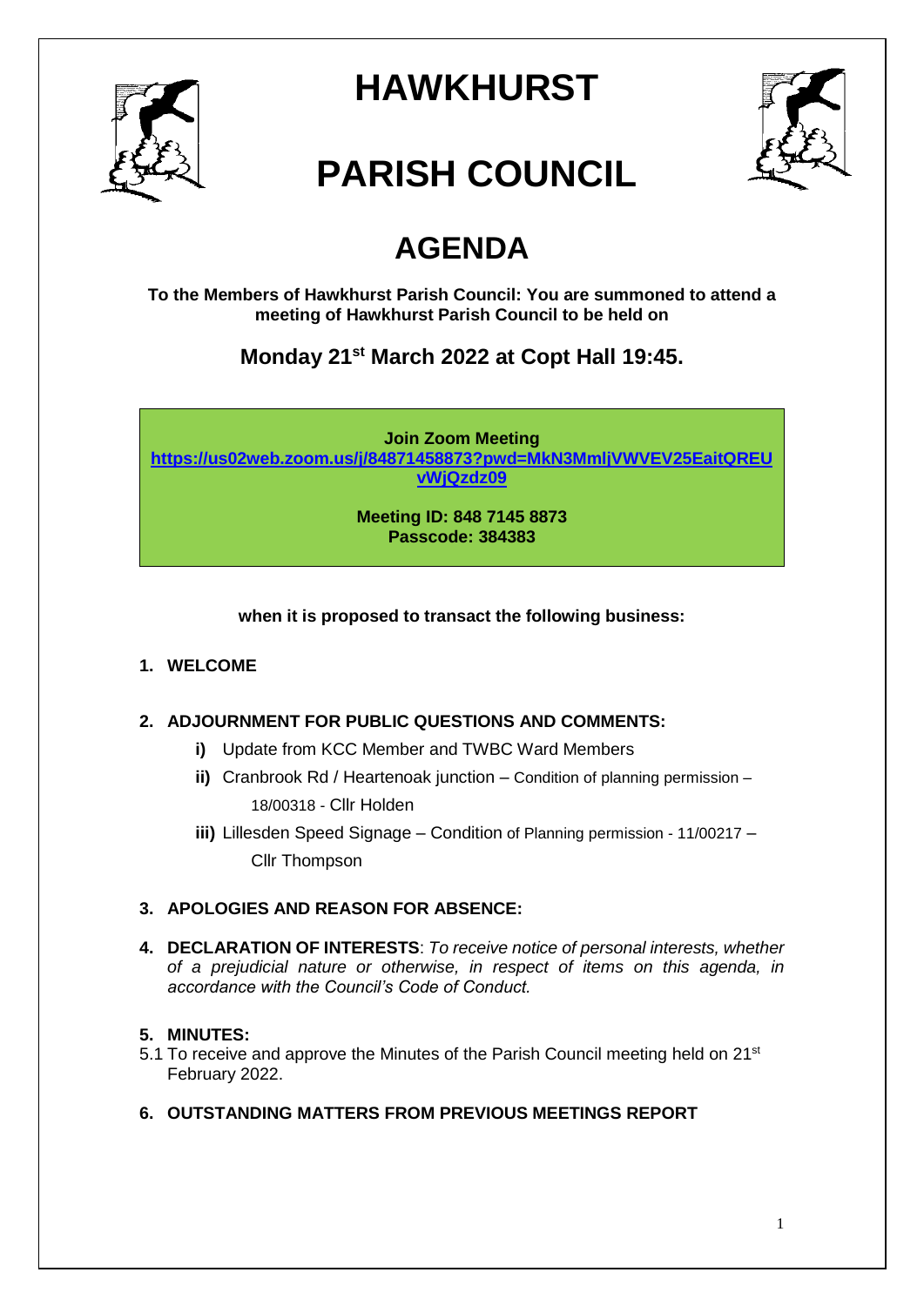# HAWKHURST

# PARISH COUNCIL

## AGENDA

**To the Members of Hawkhurst Parish Council: You are summoned to attend a meeting of Hawkhurst Parish Council to be held on**

### Monday 21st March 2022 at Copt Hall 19:45.

**Join Zoom Meeting**
**https://us02web.zoom.us/j/84871458873?pwd=MkN3MmljVWVEV25EaitQREUvWjQzdz09**

**Meeting ID: 848 7145 8873**
**Passcode: 384383**

**when it is proposed to transact the following business:**

1. **WELCOME**

2. **ADJOURNMENT FOR PUBLIC QUESTIONS AND COMMENTS:**
   - **i)** Update from KCC Member and TWBC Ward Members
   - **ii)** Cranbrook Rd / Heartenoak junction – Condition of planning permission – 18/00318 - Cllr Holden
   - **iii)** Lillesden Speed Signage – Condition of Planning permission - 11/00217 – Cllr Thompson

3. **APOLOGIES AND REASON FOR ABSENCE:**

4. **DECLARATION OF INTERESTS**: *To receive notice of personal interests, whether of a prejudicial nature or otherwise, in respect of items on this agenda, in accordance with the Council's Code of Conduct.*

5. **MINUTES:**

   5.1 To receive and approve the Minutes of the Parish Council meeting held on 21st February 2022.

6. **OUTSTANDING MATTERS FROM PREVIOUS MEETINGS REPORT**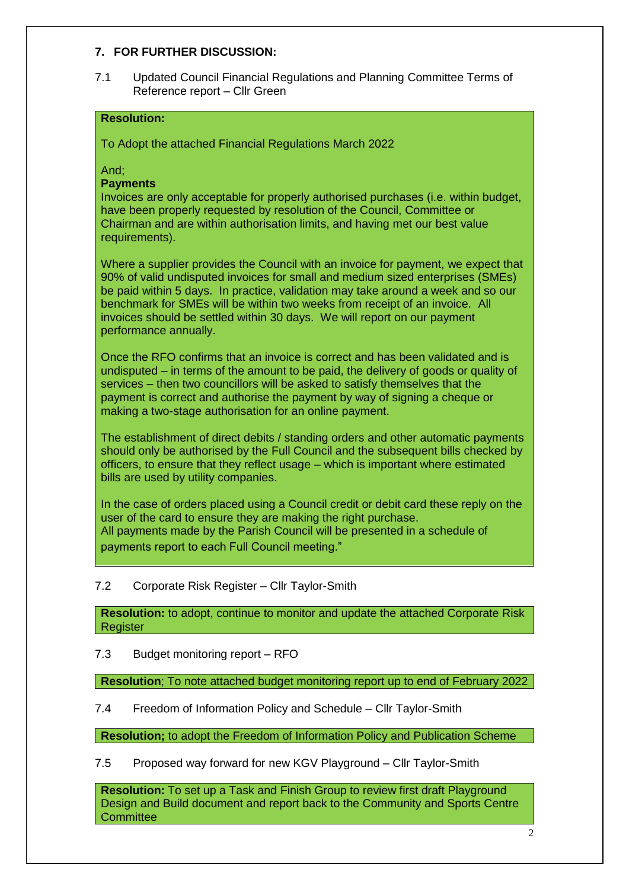## 7. FOR FURTHER DISCUSSION:

7.1 Updated Council Financial Regulations and Planning Committee Terms of Reference report – Cllr Green

**Resolution:**

To Adopt the attached Financial Regulations March 2022

And;

**Payments**

Invoices are only acceptable for properly authorised purchases (i.e. within budget, have been properly requested by resolution of the Council, Committee or Chairman and are within authorisation limits, and having met our best value requirements).

Where a supplier provides the Council with an invoice for payment, we expect that 90% of valid undisputed invoices for small and medium sized enterprises (SMEs) be paid within 5 days. In practice, validation may take around a week and so our benchmark for SMEs will be within two weeks from receipt of an invoice. All invoices should be settled within 30 days. We will report on our payment performance annually.

Once the RFO confirms that an invoice is correct and has been validated and is undisputed – in terms of the amount to be paid, the delivery of goods or quality of services – then two councillors will be asked to satisfy themselves that the payment is correct and authorise the payment by way of signing a cheque or making a two-stage authorisation for an online payment.

The establishment of direct debits / standing orders and other automatic payments should only be authorised by the Full Council and the subsequent bills checked by officers, to ensure that they reflect usage – which is important where estimated bills are used by utility companies.

In the case of orders placed using a Council credit or debit card these reply on the user of the card to ensure they are making the right purchase.
All payments made by the Parish Council will be presented in a schedule of payments report to each Full Council meeting."

7.2 Corporate Risk Register – Cllr Taylor-Smith

**Resolution:** to adopt, continue to monitor and update the attached Corporate Risk Register

7.3 Budget monitoring report – RFO

**Resolution**; To note attached budget monitoring report up to end of February 2022

7.4 Freedom of Information Policy and Schedule – Cllr Taylor-Smith

**Resolution;** to adopt the Freedom of Information Policy and Publication Scheme

7.5 Proposed way forward for new KGV Playground – Cllr Taylor-Smith

**Resolution:** To set up a Task and Finish Group to review first draft Playground Design and Build document and report back to the Community and Sports Centre Committee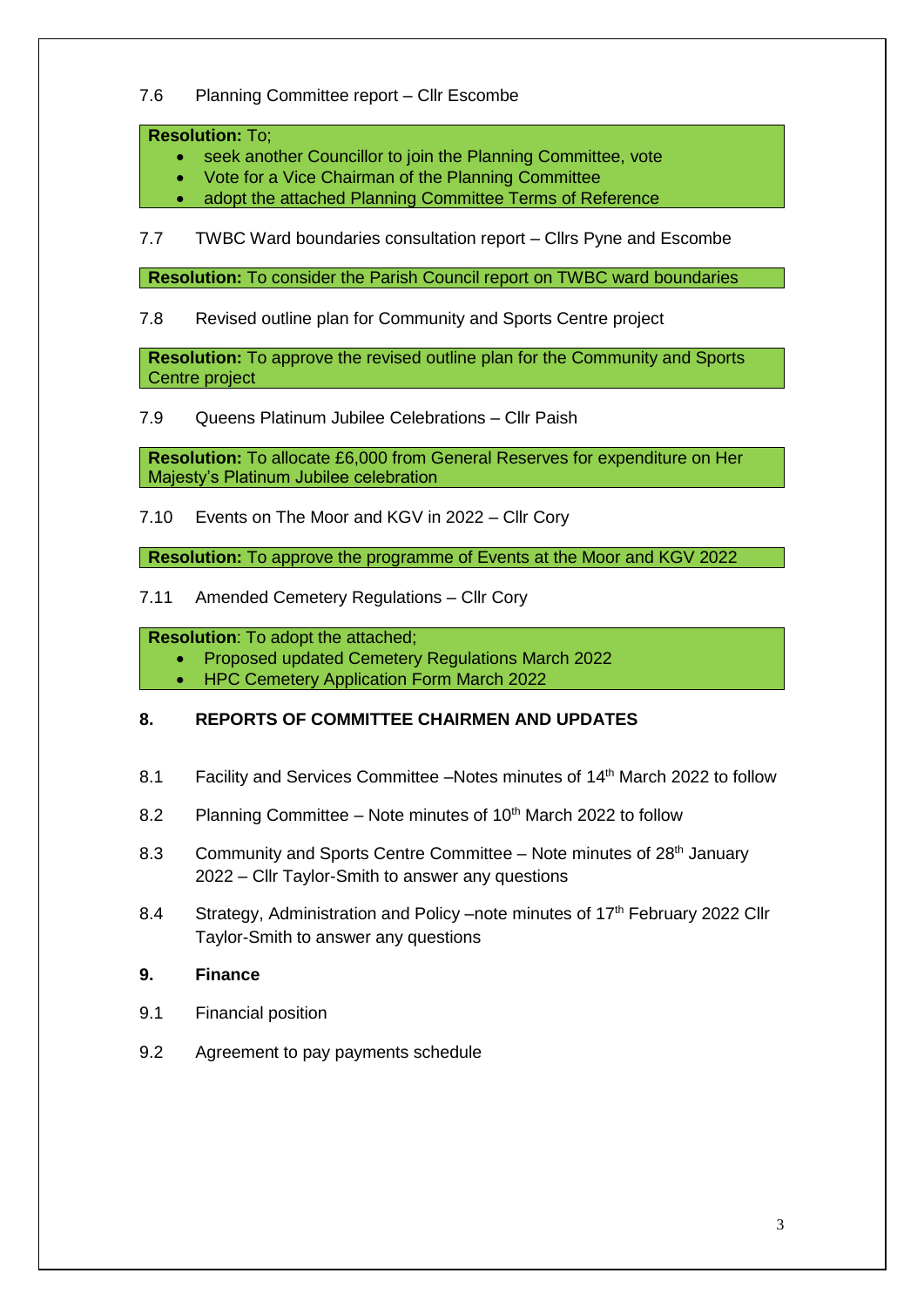7.6 Planning Committee report – Cllr Escombe

**Resolution:** To;

- seek another Councillor to join the Planning Committee, vote
- Vote for a Vice Chairman of the Planning Committee
- adopt the attached Planning Committee Terms of Reference

7.7 TWBC Ward boundaries consultation report – Cllrs Pyne and Escombe

**Resolution:** To consider the Parish Council report on TWBC ward boundaries

7.8 Revised outline plan for Community and Sports Centre project

**Resolution:** To approve the revised outline plan for the Community and Sports Centre project

7.9 Queens Platinum Jubilee Celebrations – Cllr Paish

**Resolution:** To allocate £6,000 from General Reserves for expenditure on Her Majesty's Platinum Jubilee celebration

7.10 Events on The Moor and KGV in 2022 – Cllr Cory

**Resolution:** To approve the programme of Events at the Moor and KGV 2022

7.11 Amended Cemetery Regulations – Cllr Cory

**Resolution**: To adopt the attached;

- Proposed updated Cemetery Regulations March 2022
- HPC Cemetery Application Form March 2022

## 8. REPORTS OF COMMITTEE CHAIRMEN AND UPDATES

8.1 Facility and Services Committee –Notes minutes of 14th March 2022 to follow

8.2 Planning Committee – Note minutes of 10th March 2022 to follow

8.3 Community and Sports Centre Committee – Note minutes of 28th January 2022 – Cllr Taylor-Smith to answer any questions

8.4 Strategy, Administration and Policy –note minutes of 17th February 2022 Cllr Taylor-Smith to answer any questions

## 9. Finance

9.1 Financial position

9.2 Agreement to pay payments schedule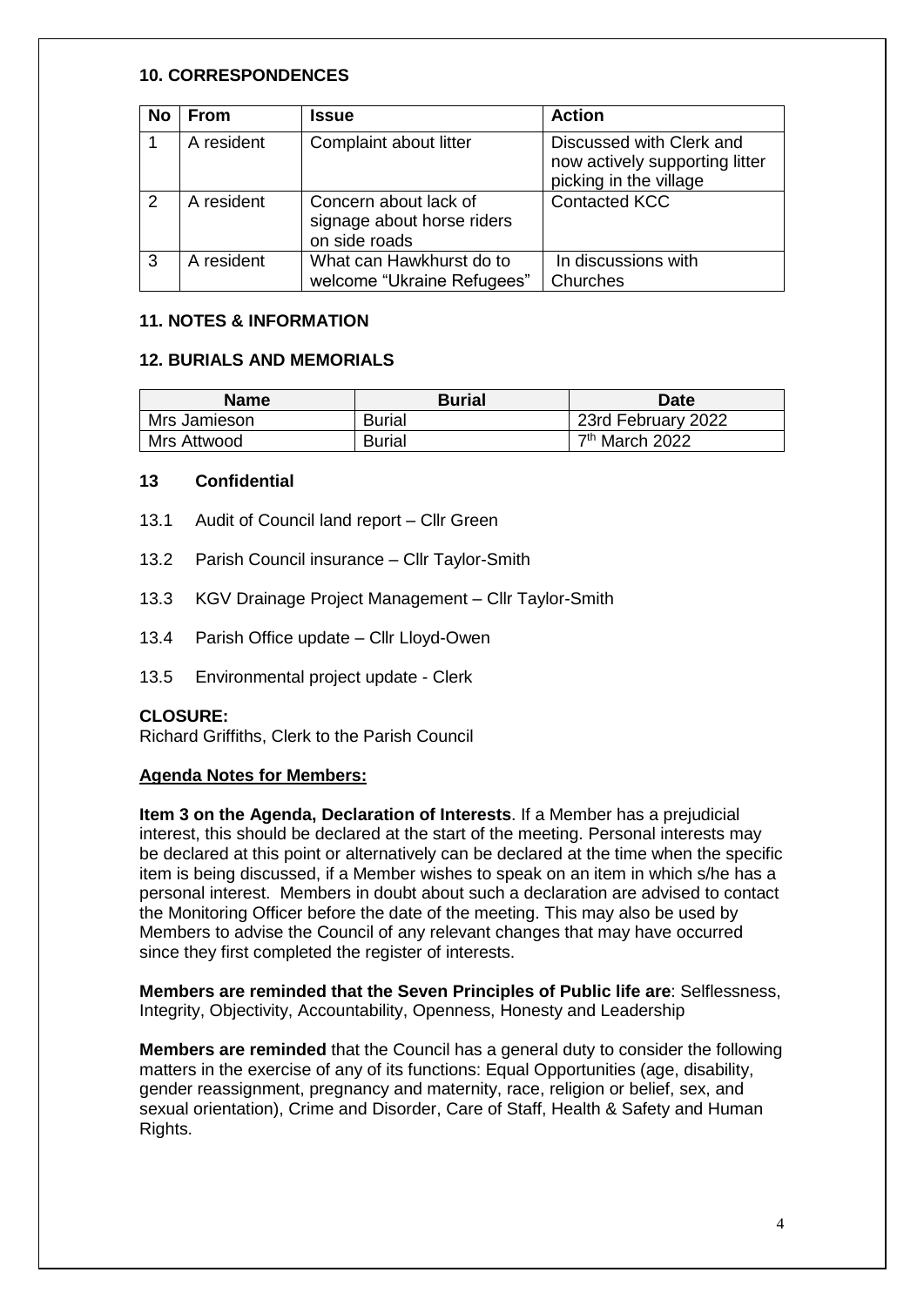### 10. CORRESPONDENCES

| No | From | Issue | Action |
|---|---|---|---|
| 1 | A resident | Complaint about litter | Discussed with Clerk and now actively supporting litter picking in the village |
| 2 | A resident | Concern about lack of signage about horse riders on side roads | Contacted KCC |
| 3 | A resident | What can Hawkhurst do to welcome "Ukraine Refugees" | In discussions with Churches |

### 11. NOTES & INFORMATION

### 12. BURIALS AND MEMORIALS

| Name | Burial | Date |
|---|---|---|
| Mrs Jamieson | Burial | 23rd February 2022 |
| Mrs Attwood | Burial | 7th March 2022 |

### 13 Confidential

13.1 Audit of Council land report – Cllr Green

13.2 Parish Council insurance – Cllr Taylor-Smith

13.3 KGV Drainage Project Management – Cllr Taylor-Smith

13.4 Parish Office update – Cllr Lloyd-Owen

13.5 Environmental project update - Clerk

**CLOSURE:**
Richard Griffiths, Clerk to the Parish Council

**Agenda Notes for Members:**

**Item 3 on the Agenda, Declaration of Interests**. If a Member has a prejudicial interest, this should be declared at the start of the meeting. Personal interests may be declared at this point or alternatively can be declared at the time when the specific item is being discussed, if a Member wishes to speak on an item in which s/he has a personal interest. Members in doubt about such a declaration are advised to contact the Monitoring Officer before the date of the meeting. This may also be used by Members to advise the Council of any relevant changes that may have occurred since they first completed the register of interests.

**Members are reminded that the Seven Principles of Public life are**: Selflessness, Integrity, Objectivity, Accountability, Openness, Honesty and Leadership

**Members are reminded** that the Council has a general duty to consider the following matters in the exercise of any of its functions: Equal Opportunities (age, disability, gender reassignment, pregnancy and maternity, race, religion or belief, sex, and sexual orientation), Crime and Disorder, Care of Staff, Health & Safety and Human Rights.